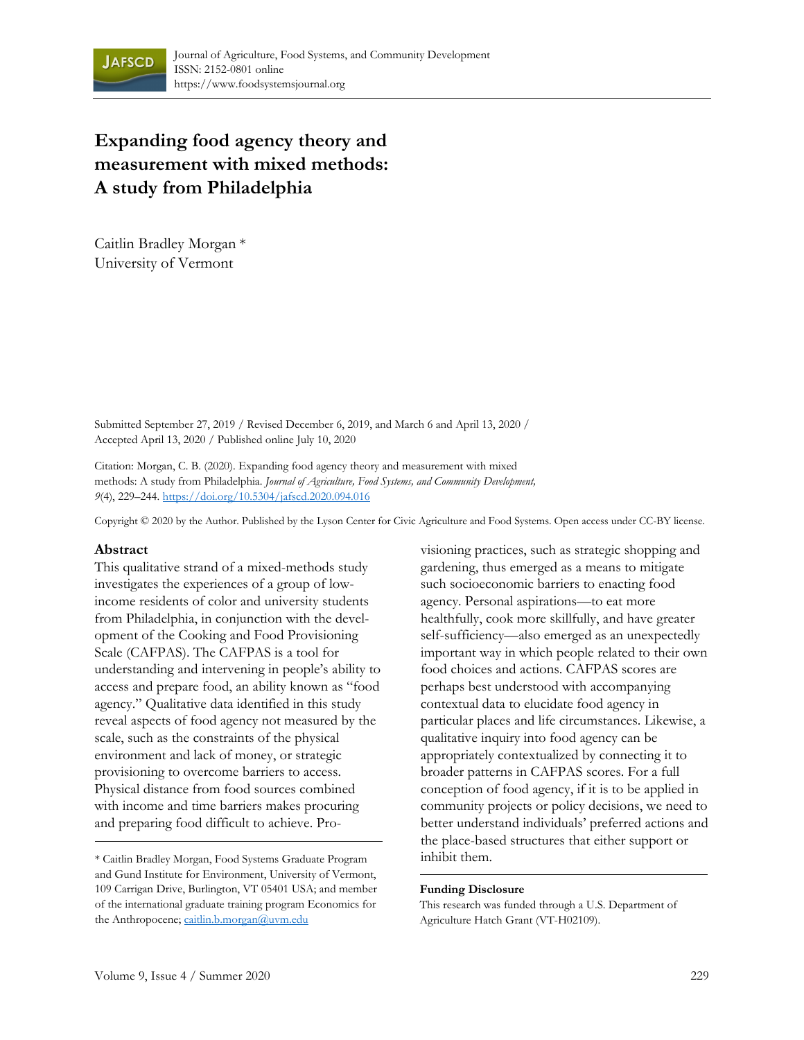# Expanding food agency theory and measurement with mixed methods: A study from Philadelphia

Caitlin Bradley Morgan *
University of Vermont

Submitted September 27, 2019 / Revised December 6, 2019, and March 6 and April 13, 2020 / Accepted April 13, 2020 / Published online July 10, 2020

Citation: Morgan, C. B. (2020). Expanding food agency theory and measurement with mixed methods: A study from Philadelphia. *Journal of Agriculture, Food Systems, and Community Development, 9*(4), 229–244. https://doi.org/10.5304/jafscd.2020.094.016

Copyright © 2020 by the Author. Published by the Lyson Center for Civic Agriculture and Food Systems. Open access under CC-BY license.

## Abstract

This qualitative strand of a mixed-methods study investigates the experiences of a group of low-income residents of color and university students from Philadelphia, in conjunction with the development of the Cooking and Food Provisioning Scale (CAFPAS). The CAFPAS is a tool for understanding and intervening in people's ability to access and prepare food, an ability known as "food agency." Qualitative data identified in this study reveal aspects of food agency not measured by the scale, such as the constraints of the physical environment and lack of money, or strategic provisioning to overcome barriers to access. Physical distance from food sources combined with income and time barriers makes procuring and preparing food difficult to achieve. Provisioning practices, such as strategic shopping and gardening, thus emerged as a means to mitigate such socioeconomic barriers to enacting food agency. Personal aspirations—to eat more healthfully, cook more skillfully, and have greater self-sufficiency—also emerged as an unexpectedly important way in which people related to their own food choices and actions. CAFPAS scores are perhaps best understood with accompanying contextual data to elucidate food agency in particular places and life circumstances. Likewise, a qualitative inquiry into food agency can be appropriately contextualized by connecting it to broader patterns in CAFPAS scores. For a full conception of food agency, if it is to be applied in community projects or policy decisions, we need to better understand individuals' preferred actions and the place-based structures that either support or inhibit them.

\* Caitlin Bradley Morgan, Food Systems Graduate Program and Gund Institute for Environment, University of Vermont, 109 Carrigan Drive, Burlington, VT 05401 USA; and member of the international graduate training program Economics for the Anthropocene; caitlin.b.morgan@uvm.edu

### Funding Disclosure

This research was funded through a U.S. Department of Agriculture Hatch Grant (VT-H02109).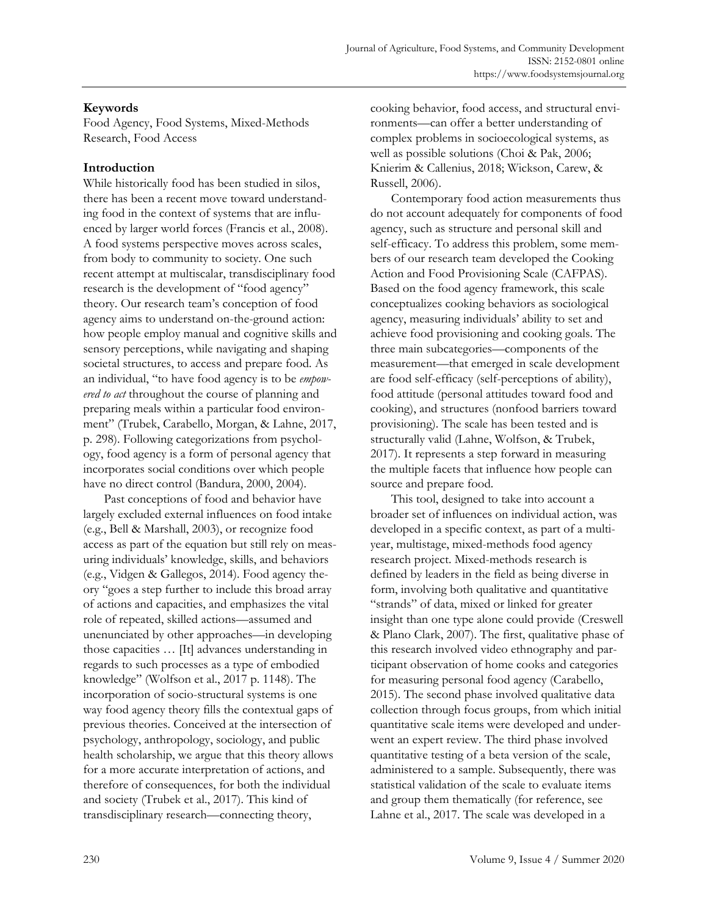**Keywords**

Food Agency, Food Systems, Mixed-Methods Research, Food Access

## Introduction

While historically food has been studied in silos, there has been a recent move toward understanding food in the context of systems that are influenced by larger world forces (Francis et al., 2008). A food systems perspective moves across scales, from body to community to society. One such recent attempt at multiscalar, transdisciplinary food research is the development of "food agency" theory. Our research team's conception of food agency aims to understand on-the-ground action: how people employ manual and cognitive skills and sensory perceptions, while navigating and shaping societal structures, to access and prepare food. As an individual, "to have food agency is to be *empowered to act* throughout the course of planning and preparing meals within a particular food environment" (Trubek, Carabello, Morgan, & Lahne, 2017, p. 298). Following categorizations from psychology, food agency is a form of personal agency that incorporates social conditions over which people have no direct control (Bandura, 2000, 2004).

Past conceptions of food and behavior have largely excluded external influences on food intake (e.g., Bell & Marshall, 2003), or recognize food access as part of the equation but still rely on measuring individuals' knowledge, skills, and behaviors (e.g., Vidgen & Gallegos, 2014). Food agency theory "goes a step further to include this broad array of actions and capacities, and emphasizes the vital role of repeated, skilled actions—assumed and unenunciated by other approaches—in developing those capacities … [It] advances understanding in regards to such processes as a type of embodied knowledge" (Wolfson et al., 2017 p. 1148). The incorporation of socio-structural systems is one way food agency theory fills the contextual gaps of previous theories. Conceived at the intersection of psychology, anthropology, sociology, and public health scholarship, we argue that this theory allows for a more accurate interpretation of actions, and therefore of consequences, for both the individual and society (Trubek et al., 2017). This kind of transdisciplinary research—connecting theory, cooking behavior, food access, and structural environments—can offer a better understanding of complex problems in socioecological systems, as well as possible solutions (Choi & Pak, 2006; Knierim & Callenius, 2018; Wickson, Carew, & Russell, 2006).

Contemporary food action measurements thus do not account adequately for components of food agency, such as structure and personal skill and self-efficacy. To address this problem, some members of our research team developed the Cooking Action and Food Provisioning Scale (CAFPAS). Based on the food agency framework, this scale conceptualizes cooking behaviors as sociological agency, measuring individuals' ability to set and achieve food provisioning and cooking goals. The three main subcategories—components of the measurement—that emerged in scale development are food self-efficacy (self-perceptions of ability), food attitude (personal attitudes toward food and cooking), and structures (nonfood barriers toward provisioning). The scale has been tested and is structurally valid (Lahne, Wolfson, & Trubek, 2017). It represents a step forward in measuring the multiple facets that influence how people can source and prepare food.

This tool, designed to take into account a broader set of influences on individual action, was developed in a specific context, as part of a multiyear, multistage, mixed-methods food agency research project. Mixed-methods research is defined by leaders in the field as being diverse in form, involving both qualitative and quantitative "strands" of data, mixed or linked for greater insight than one type alone could provide (Creswell & Plano Clark, 2007). The first, qualitative phase of this research involved video ethnography and participant observation of home cooks and categories for measuring personal food agency (Carabello, 2015). The second phase involved qualitative data collection through focus groups, from which initial quantitative scale items were developed and underwent an expert review. The third phase involved quantitative testing of a beta version of the scale, administered to a sample. Subsequently, there was statistical validation of the scale to evaluate items and group them thematically (for reference, see Lahne et al., 2017. The scale was developed in a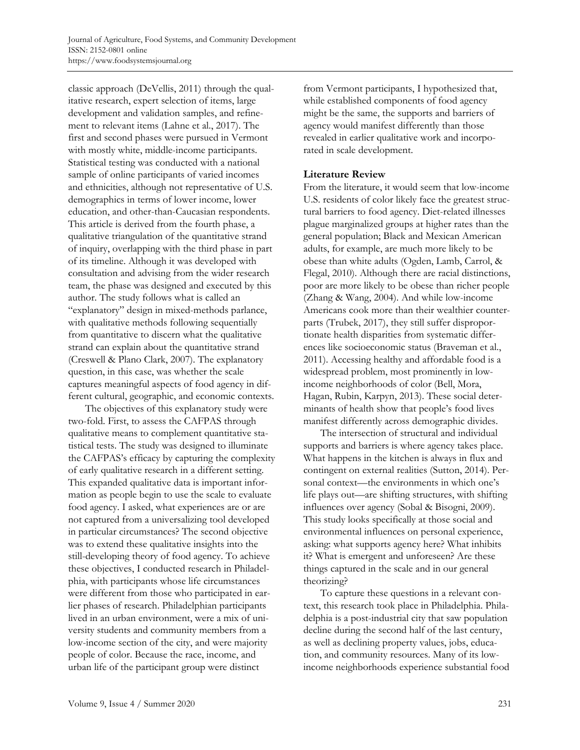classic approach (DeVellis, 2011) through the qualitative research, expert selection of items, large development and validation samples, and refinement to relevant items (Lahne et al., 2017). The first and second phases were pursued in Vermont with mostly white, middle-income participants. Statistical testing was conducted with a national sample of online participants of varied incomes and ethnicities, although not representative of U.S. demographics in terms of lower income, lower education, and other-than-Caucasian respondents. This article is derived from the fourth phase, a qualitative triangulation of the quantitative strand of inquiry, overlapping with the third phase in part of its timeline. Although it was developed with consultation and advising from the wider research team, the phase was designed and executed by this author. The study follows what is called an "explanatory" design in mixed-methods parlance, with qualitative methods following sequentially from quantitative to discern what the qualitative strand can explain about the quantitative strand (Creswell & Plano Clark, 2007). The explanatory question, in this case, was whether the scale captures meaningful aspects of food agency in different cultural, geographic, and economic contexts.

The objectives of this explanatory study were two-fold. First, to assess the CAFPAS through qualitative means to complement quantitative statistical tests. The study was designed to illuminate the CAFPAS's efficacy by capturing the complexity of early qualitative research in a different setting. This expanded qualitative data is important information as people begin to use the scale to evaluate food agency. I asked, what experiences are or are not captured from a universalizing tool developed in particular circumstances? The second objective was to extend these qualitative insights into the still-developing theory of food agency. To achieve these objectives, I conducted research in Philadelphia, with participants whose life circumstances were different from those who participated in earlier phases of research. Philadelphian participants lived in an urban environment, were a mix of university students and community members from a low-income section of the city, and were majority people of color. Because the race, income, and urban life of the participant group were distinct from Vermont participants, I hypothesized that, while established components of food agency might be the same, the supports and barriers of agency would manifest differently than those revealed in earlier qualitative work and incorporated in scale development.

## Literature Review

From the literature, it would seem that low-income U.S. residents of color likely face the greatest structural barriers to food agency. Diet-related illnesses plague marginalized groups at higher rates than the general population; Black and Mexican American adults, for example, are much more likely to be obese than white adults (Ogden, Lamb, Carrol, & Flegal, 2010). Although there are racial distinctions, poor are more likely to be obese than richer people (Zhang & Wang, 2004). And while low-income Americans cook more than their wealthier counterparts (Trubek, 2017), they still suffer disproportionate health disparities from systematic differences like socioeconomic status (Braveman et al., 2011). Accessing healthy and affordable food is a widespread problem, most prominently in low-income neighborhoods of color (Bell, Mora, Hagan, Rubin, Karpyn, 2013). These social determinants of health show that people's food lives manifest differently across demographic divides.

The intersection of structural and individual supports and barriers is where agency takes place. What happens in the kitchen is always in flux and contingent on external realities (Sutton, 2014). Personal context—the environments in which one's life plays out—are shifting structures, with shifting influences over agency (Sobal & Bisogni, 2009). This study looks specifically at those social and environmental influences on personal experience, asking: what supports agency here? What inhibits it? What is emergent and unforeseen? Are these things captured in the scale and in our general theorizing?

To capture these questions in a relevant context, this research took place in Philadelphia. Philadelphia is a post-industrial city that saw population decline during the second half of the last century, as well as declining property values, jobs, education, and community resources. Many of its low-income neighborhoods experience substantial food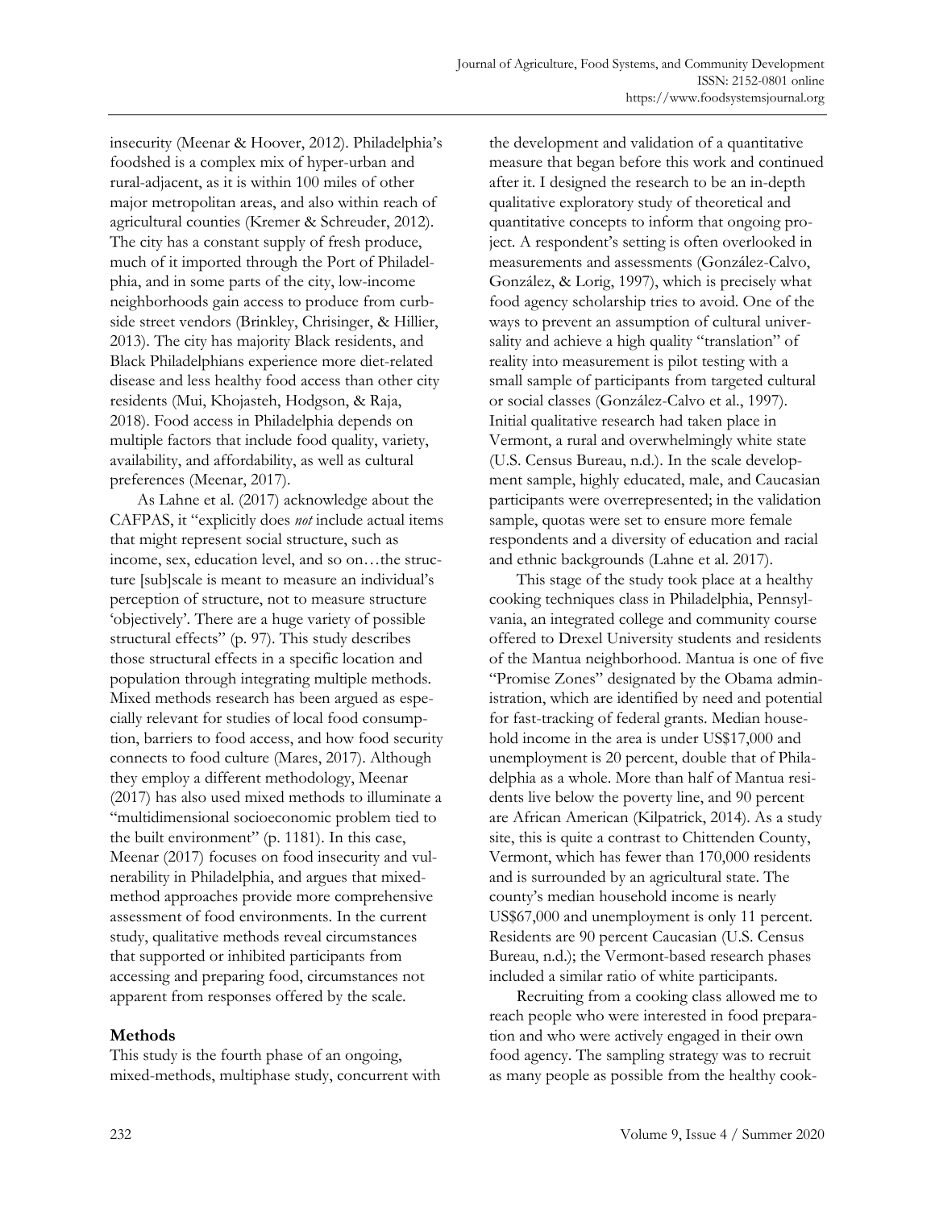insecurity (Meenar & Hoover, 2012). Philadelphia's foodshed is a complex mix of hyper-urban and rural-adjacent, as it is within 100 miles of other major metropolitan areas, and also within reach of agricultural counties (Kremer & Schreuder, 2012). The city has a constant supply of fresh produce, much of it imported through the Port of Philadelphia, and in some parts of the city, low-income neighborhoods gain access to produce from curbside street vendors (Brinkley, Chrisinger, & Hillier, 2013). The city has majority Black residents, and Black Philadelphians experience more diet-related disease and less healthy food access than other city residents (Mui, Khojasteh, Hodgson, & Raja, 2018). Food access in Philadelphia depends on multiple factors that include food quality, variety, availability, and affordability, as well as cultural preferences (Meenar, 2017).

As Lahne et al. (2017) acknowledge about the CAFPAS, it "explicitly does *not* include actual items that might represent social structure, such as income, sex, education level, and so on…the structure [sub]scale is meant to measure an individual's perception of structure, not to measure structure 'objectively'. There are a huge variety of possible structural effects" (p. 97). This study describes those structural effects in a specific location and population through integrating multiple methods. Mixed methods research has been argued as especially relevant for studies of local food consumption, barriers to food access, and how food security connects to food culture (Mares, 2017). Although they employ a different methodology, Meenar (2017) has also used mixed methods to illuminate a "multidimensional socioeconomic problem tied to the built environment" (p. 1181). In this case, Meenar (2017) focuses on food insecurity and vulnerability in Philadelphia, and argues that mixed-method approaches provide more comprehensive assessment of food environments. In the current study, qualitative methods reveal circumstances that supported or inhibited participants from accessing and preparing food, circumstances not apparent from responses offered by the scale.

## Methods

This study is the fourth phase of an ongoing, mixed-methods, multiphase study, concurrent with the development and validation of a quantitative measure that began before this work and continued after it. I designed the research to be an in-depth qualitative exploratory study of theoretical and quantitative concepts to inform that ongoing project. A respondent's setting is often overlooked in measurements and assessments (González-Calvo, González, & Lorig, 1997), which is precisely what food agency scholarship tries to avoid. One of the ways to prevent an assumption of cultural universality and achieve a high quality "translation" of reality into measurement is pilot testing with a small sample of participants from targeted cultural or social classes (González-Calvo et al., 1997). Initial qualitative research had taken place in Vermont, a rural and overwhelmingly white state (U.S. Census Bureau, n.d.). In the scale development sample, highly educated, male, and Caucasian participants were overrepresented; in the validation sample, quotas were set to ensure more female respondents and a diversity of education and racial and ethnic backgrounds (Lahne et al. 2017).

This stage of the study took place at a healthy cooking techniques class in Philadelphia, Pennsylvania, an integrated college and community course offered to Drexel University students and residents of the Mantua neighborhood. Mantua is one of five "Promise Zones" designated by the Obama administration, which are identified by need and potential for fast-tracking of federal grants. Median household income in the area is under US$17,000 and unemployment is 20 percent, double that of Philadelphia as a whole. More than half of Mantua residents live below the poverty line, and 90 percent are African American (Kilpatrick, 2014). As a study site, this is quite a contrast to Chittenden County, Vermont, which has fewer than 170,000 residents and is surrounded by an agricultural state. The county's median household income is nearly US$67,000 and unemployment is only 11 percent. Residents are 90 percent Caucasian (U.S. Census Bureau, n.d.); the Vermont-based research phases included a similar ratio of white participants.

Recruiting from a cooking class allowed me to reach people who were interested in food preparation and who were actively engaged in their own food agency. The sampling strategy was to recruit as many people as possible from the healthy cook-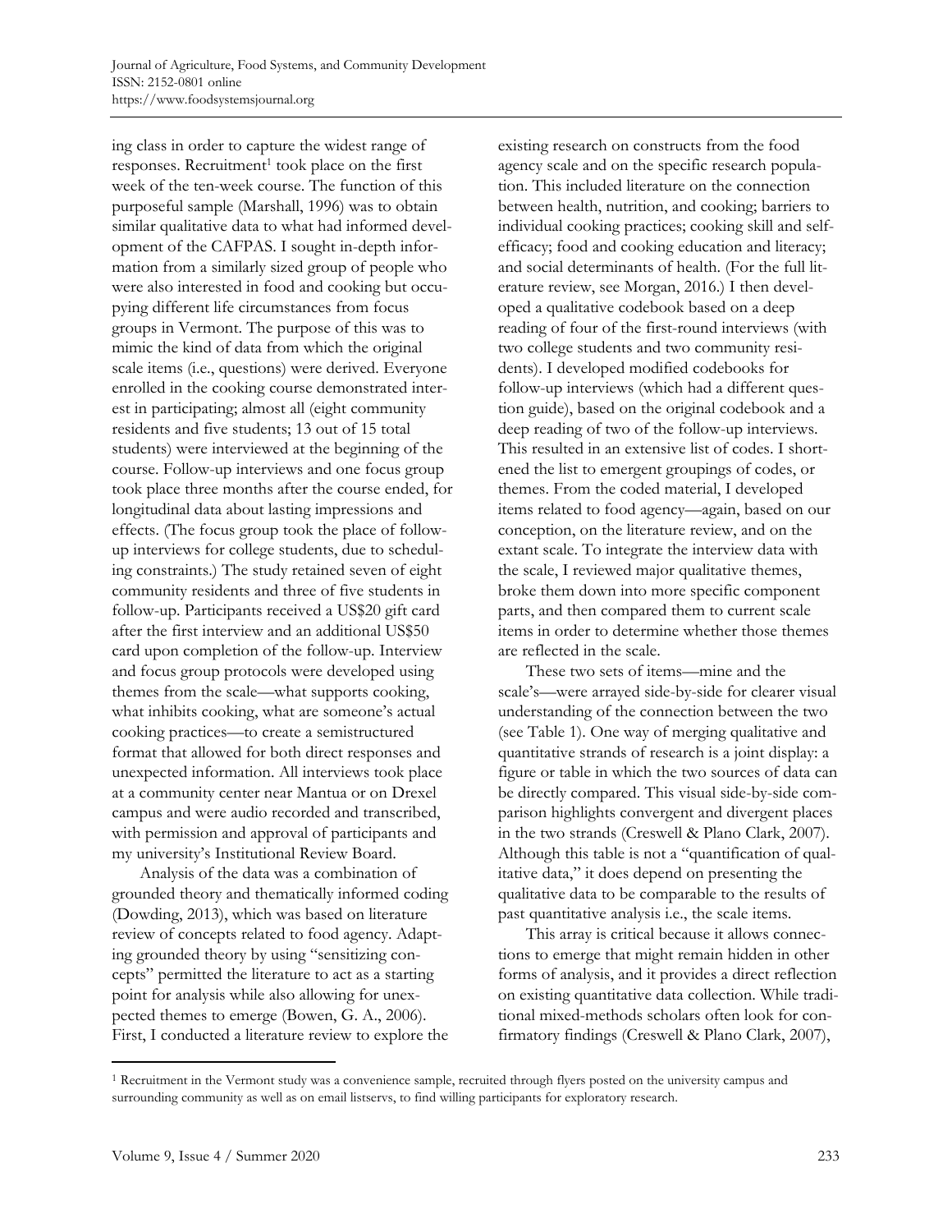ing class in order to capture the widest range of responses. Recruitment[1] took place on the first week of the ten-week course. The function of this purposeful sample (Marshall, 1996) was to obtain similar qualitative data to what had informed development of the CAFPAS. I sought in-depth information from a similarly sized group of people who were also interested in food and cooking but occupying different life circumstances from focus groups in Vermont. The purpose of this was to mimic the kind of data from which the original scale items (i.e., questions) were derived. Everyone enrolled in the cooking course demonstrated interest in participating; almost all (eight community residents and five students; 13 out of 15 total students) were interviewed at the beginning of the course. Follow-up interviews and one focus group took place three months after the course ended, for longitudinal data about lasting impressions and effects. (The focus group took the place of follow-up interviews for college students, due to scheduling constraints.) The study retained seven of eight community residents and three of five students in follow-up. Participants received a US$20 gift card after the first interview and an additional US$50 card upon completion of the follow-up. Interview and focus group protocols were developed using themes from the scale—what supports cooking, what inhibits cooking, what are someone's actual cooking practices—to create a semistructured format that allowed for both direct responses and unexpected information. All interviews took place at a community center near Mantua or on Drexel campus and were audio recorded and transcribed, with permission and approval of participants and my university's Institutional Review Board.

Analysis of the data was a combination of grounded theory and thematically informed coding (Dowding, 2013), which was based on literature review of concepts related to food agency. Adapting grounded theory by using "sensitizing concepts" permitted the literature to act as a starting point for analysis while also allowing for unexpected themes to emerge (Bowen, G. A., 2006). First, I conducted a literature review to explore the existing research on constructs from the food agency scale and on the specific research population. This included literature on the connection between health, nutrition, and cooking; barriers to individual cooking practices; cooking skill and self-efficacy; food and cooking education and literacy; and social determinants of health. (For the full literature review, see Morgan, 2016.) I then developed a qualitative codebook based on a deep reading of four of the first-round interviews (with two college students and two community residents). I developed modified codebooks for follow-up interviews (which had a different question guide), based on the original codebook and a deep reading of two of the follow-up interviews. This resulted in an extensive list of codes. I shortened the list to emergent groupings of codes, or themes. From the coded material, I developed items related to food agency—again, based on our conception, on the literature review, and on the extant scale. To integrate the interview data with the scale, I reviewed major qualitative themes, broke them down into more specific component parts, and then compared them to current scale items in order to determine whether those themes are reflected in the scale.

These two sets of items—mine and the scale's—were arrayed side-by-side for clearer visual understanding of the connection between the two (see Table 1). One way of merging qualitative and quantitative strands of research is a joint display: a figure or table in which the two sources of data can be directly compared. This visual side-by-side comparison highlights convergent and divergent places in the two strands (Creswell & Plano Clark, 2007). Although this table is not a "quantification of qualitative data," it does depend on presenting the qualitative data to be comparable to the results of past quantitative analysis i.e., the scale items.

This array is critical because it allows connections to emerge that might remain hidden in other forms of analysis, and it provides a direct reflection on existing quantitative data collection. While traditional mixed-methods scholars often look for confirmatory findings (Creswell & Plano Clark, 2007),

[1] Recruitment in the Vermont study was a convenience sample, recruited through flyers posted on the university campus and surrounding community as well as on email listservs, to find willing participants for exploratory research.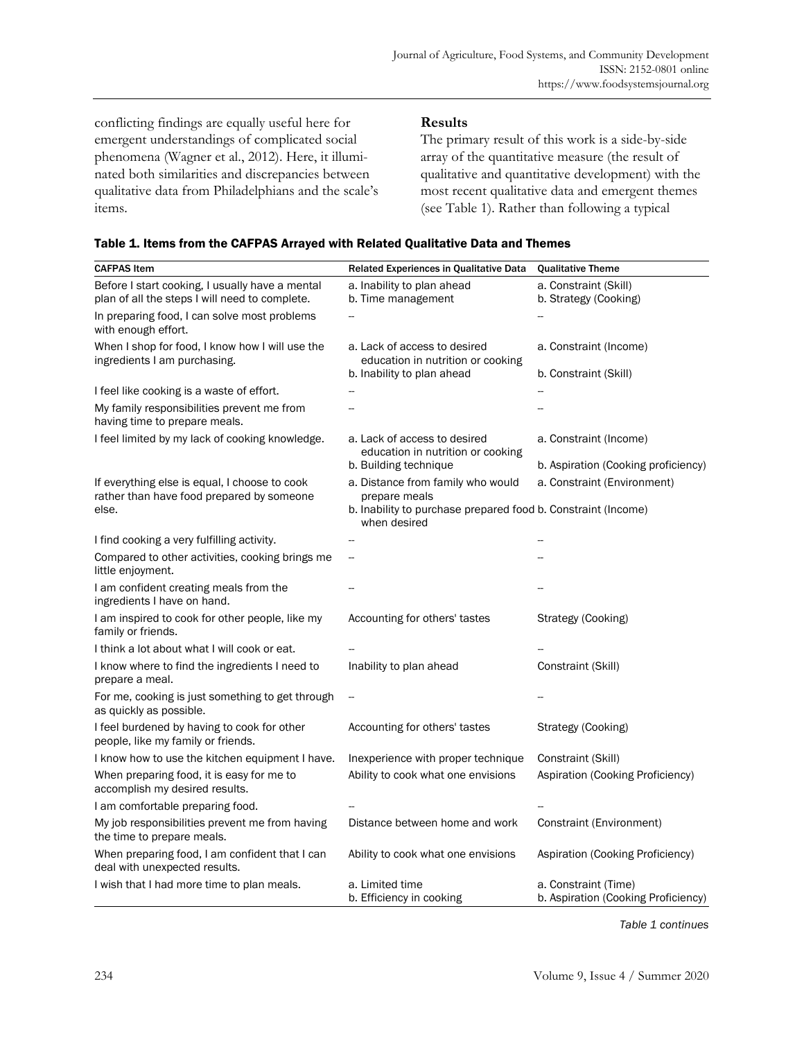conflicting findings are equally useful here for emergent understandings of complicated social phenomena (Wagner et al., 2012). Here, it illuminated both similarities and discrepancies between qualitative data from Philadelphians and the scale's items.

## Results

The primary result of this work is a side-by-side array of the quantitative measure (the result of qualitative and quantitative development) with the most recent qualitative data and emergent themes (see Table 1). Rather than following a typical

**Table 1. Items from the CAFPAS Arrayed with Related Qualitative Data and Themes**

| CAFPAS Item | Related Experiences in Qualitative Data | Qualitative Theme |
|---|---|---|
| Before I start cooking, I usually have a mental plan of all the steps I will need to complete. | a. Inability to plan ahead<br>b. Time management | a. Constraint (Skill)<br>b. Strategy (Cooking) |
| In preparing food, I can solve most problems with enough effort. | -- | -- |
| When I shop for food, I know how I will use the ingredients I am purchasing. | a. Lack of access to desired education in nutrition or cooking<br>b. Inability to plan ahead | a. Constraint (Income)<br>b. Constraint (Skill) |
| I feel like cooking is a waste of effort. | -- | -- |
| My family responsibilities prevent me from having time to prepare meals. | -- | -- |
| I feel limited by my lack of cooking knowledge. | a. Lack of access to desired education in nutrition or cooking<br>b. Building technique | a. Constraint (Income)<br>b. Aspiration (Cooking proficiency) |
| If everything else is equal, I choose to cook rather than have food prepared by someone else. | a. Distance from family who would prepare meals<br>b. Inability to purchase prepared food when desired | a. Constraint (Environment)<br>b. Constraint (Income) |
| I find cooking a very fulfilling activity. | -- | -- |
| Compared to other activities, cooking brings me little enjoyment. | -- | -- |
| I am confident creating meals from the ingredients I have on hand. | -- | -- |
| I am inspired to cook for other people, like my family or friends. | Accounting for others' tastes | Strategy (Cooking) |
| I think a lot about what I will cook or eat. | -- | -- |
| I know where to find the ingredients I need to prepare a meal. | Inability to plan ahead | Constraint (Skill) |
| For me, cooking is just something to get through as quickly as possible. | -- | -- |
| I feel burdened by having to cook for other people, like my family or friends. | Accounting for others' tastes | Strategy (Cooking) |
| I know how to use the kitchen equipment I have. | Inexperience with proper technique | Constraint (Skill) |
| When preparing food, it is easy for me to accomplish my desired results. | Ability to cook what one envisions | Aspiration (Cooking Proficiency) |
| I am comfortable preparing food. | -- | -- |
| My job responsibilities prevent me from having the time to prepare meals. | Distance between home and work | Constraint (Environment) |
| When preparing food, I am confident that I can deal with unexpected results. | Ability to cook what one envisions | Aspiration (Cooking Proficiency) |
| I wish that I had more time to plan meals. | a. Limited time<br>b. Efficiency in cooking | a. Constraint (Time)<br>b. Aspiration (Cooking Proficiency) |

*Table 1 continues*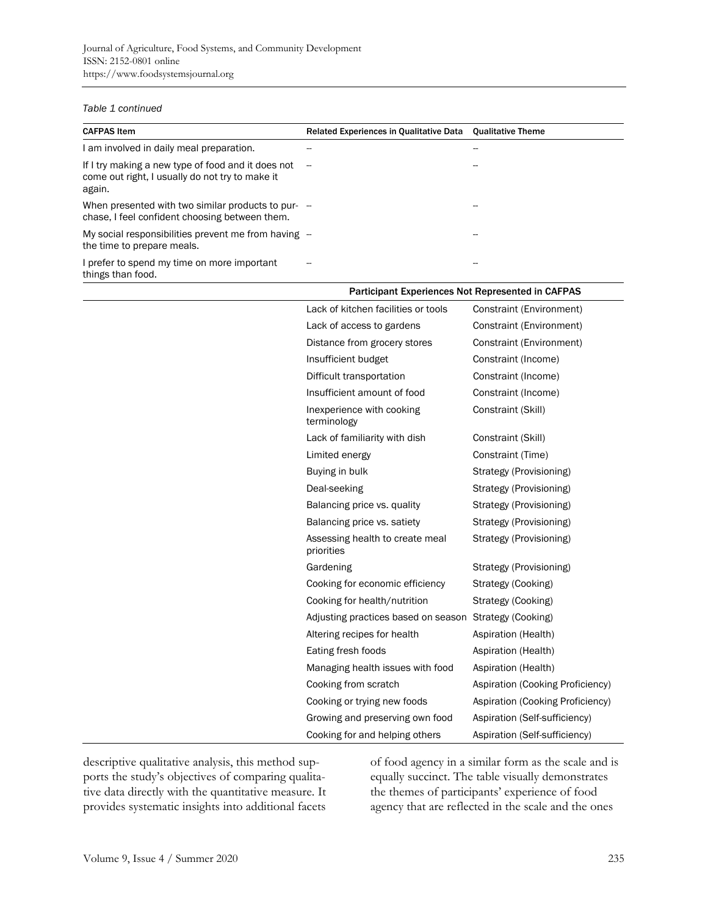*Table 1 continued*

| CAFPAS Item | Related Experiences in Qualitative Data | Qualitative Theme |
|---|---|---|
| I am involved in daily meal preparation. | -- | -- |
| If I try making a new type of food and it does not come out right, I usually do not try to make it again. | -- | -- |
| When presented with two similar products to purchase, I feel confident choosing between them. | -- | -- |
| My social responsibilities prevent me from having the time to prepare meals. | -- | -- |
| I prefer to spend my time on more important things than food. | -- | -- |
| | **Participant Experiences Not Represented in CAFPAS** | |
| | Lack of kitchen facilities or tools | Constraint (Environment) |
| | Lack of access to gardens | Constraint (Environment) |
| | Distance from grocery stores | Constraint (Environment) |
| | Insufficient budget | Constraint (Income) |
| | Difficult transportation | Constraint (Income) |
| | Insufficient amount of food | Constraint (Income) |
| | Inexperience with cooking terminology | Constraint (Skill) |
| | Lack of familiarity with dish | Constraint (Skill) |
| | Limited energy | Constraint (Time) |
| | Buying in bulk | Strategy (Provisioning) |
| | Deal-seeking | Strategy (Provisioning) |
| | Balancing price vs. quality | Strategy (Provisioning) |
| | Balancing price vs. satiety | Strategy (Provisioning) |
| | Assessing health to create meal priorities | Strategy (Provisioning) |
| | Gardening | Strategy (Provisioning) |
| | Cooking for economic efficiency | Strategy (Cooking) |
| | Cooking for health/nutrition | Strategy (Cooking) |
| | Adjusting practices based on season | Strategy (Cooking) |
| | Altering recipes for health | Aspiration (Health) |
| | Eating fresh foods | Aspiration (Health) |
| | Managing health issues with food | Aspiration (Health) |
| | Cooking from scratch | Aspiration (Cooking Proficiency) |
| | Cooking or trying new foods | Aspiration (Cooking Proficiency) |
| | Growing and preserving own food | Aspiration (Self-sufficiency) |
| | Cooking for and helping others | Aspiration (Self-sufficiency) |

descriptive qualitative analysis, this method supports the study's objectives of comparing qualitative data directly with the quantitative measure. It provides systematic insights into additional facets of food agency in a similar form as the scale and is equally succinct. The table visually demonstrates the themes of participants' experience of food agency that are reflected in the scale and the ones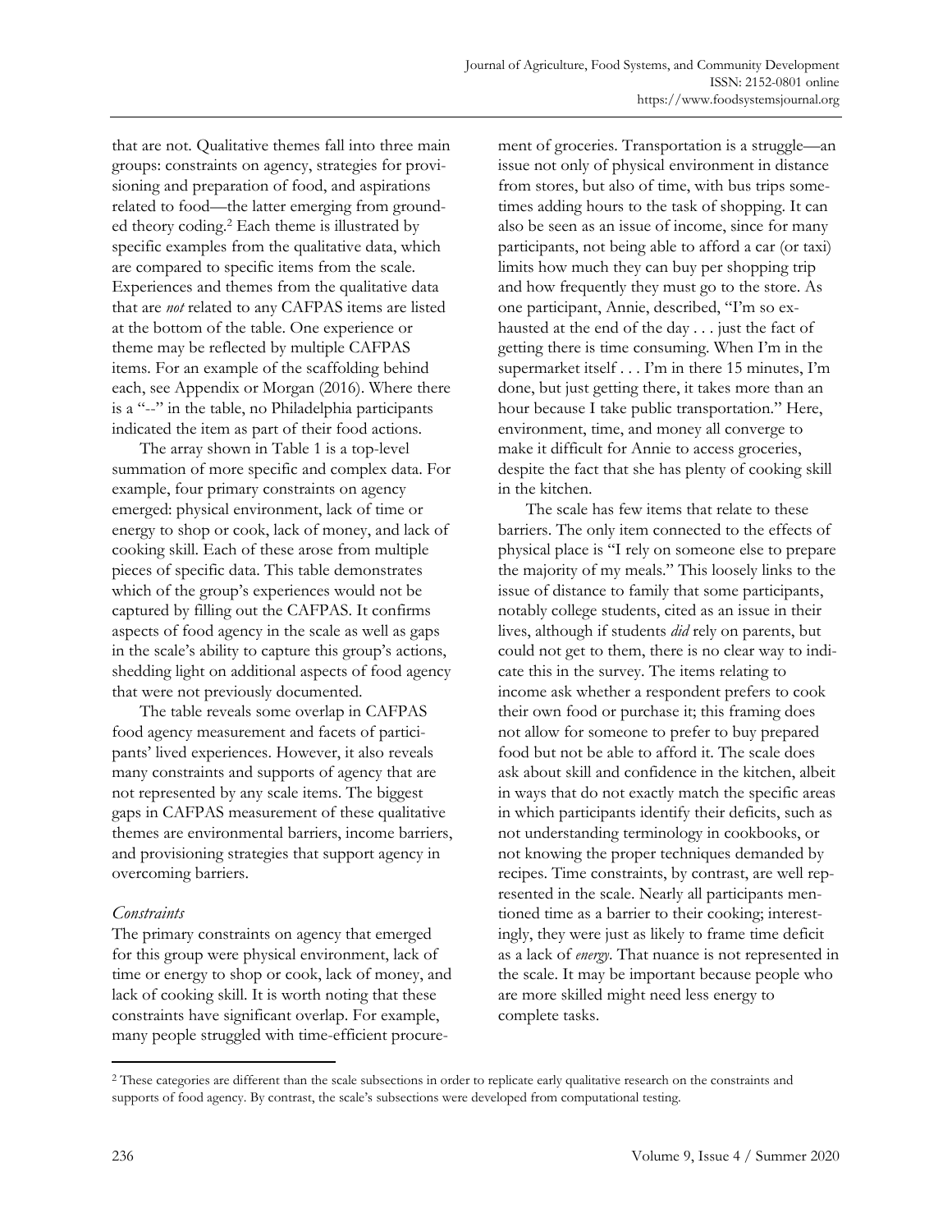that are not. Qualitative themes fall into three main groups: constraints on agency, strategies for provisioning and preparation of food, and aspirations related to food—the latter emerging from grounded theory coding.[2] Each theme is illustrated by specific examples from the qualitative data, which are compared to specific items from the scale. Experiences and themes from the qualitative data that are *not* related to any CAFPAS items are listed at the bottom of the table. One experience or theme may be reflected by multiple CAFPAS items. For an example of the scaffolding behind each, see Appendix or Morgan (2016). Where there is a "--" in the table, no Philadelphia participants indicated the item as part of their food actions.

The array shown in Table 1 is a top-level summation of more specific and complex data. For example, four primary constraints on agency emerged: physical environment, lack of time or energy to shop or cook, lack of money, and lack of cooking skill. Each of these arose from multiple pieces of specific data. This table demonstrates which of the group's experiences would not be captured by filling out the CAFPAS. It confirms aspects of food agency in the scale as well as gaps in the scale's ability to capture this group's actions, shedding light on additional aspects of food agency that were not previously documented.

The table reveals some overlap in CAFPAS food agency measurement and facets of participants' lived experiences. However, it also reveals many constraints and supports of agency that are not represented by any scale items. The biggest gaps in CAFPAS measurement of these qualitative themes are environmental barriers, income barriers, and provisioning strategies that support agency in overcoming barriers.

### *Constraints*

The primary constraints on agency that emerged for this group were physical environment, lack of time or energy to shop or cook, lack of money, and lack of cooking skill. It is worth noting that these constraints have significant overlap. For example, many people struggled with time-efficient procurement of groceries. Transportation is a struggle—an issue not only of physical environment in distance from stores, but also of time, with bus trips sometimes adding hours to the task of shopping. It can also be seen as an issue of income, since for many participants, not being able to afford a car (or taxi) limits how much they can buy per shopping trip and how frequently they must go to the store. As one participant, Annie, described, "I'm so exhausted at the end of the day . . . just the fact of getting there is time consuming. When I'm in the supermarket itself . . . I'm in there 15 minutes, I'm done, but just getting there, it takes more than an hour because I take public transportation." Here, environment, time, and money all converge to make it difficult for Annie to access groceries, despite the fact that she has plenty of cooking skill in the kitchen.

The scale has few items that relate to these barriers. The only item connected to the effects of physical place is "I rely on someone else to prepare the majority of my meals." This loosely links to the issue of distance to family that some participants, notably college students, cited as an issue in their lives, although if students *did* rely on parents, but could not get to them, there is no clear way to indicate this in the survey. The items relating to income ask whether a respondent prefers to cook their own food or purchase it; this framing does not allow for someone to prefer to buy prepared food but not be able to afford it. The scale does ask about skill and confidence in the kitchen, albeit in ways that do not exactly match the specific areas in which participants identify their deficits, such as not understanding terminology in cookbooks, or not knowing the proper techniques demanded by recipes. Time constraints, by contrast, are well represented in the scale. Nearly all participants mentioned time as a barrier to their cooking; interestingly, they were just as likely to frame time deficit as a lack of *energy*. That nuance is not represented in the scale. It may be important because people who are more skilled might need less energy to complete tasks.

---

[2] These categories are different than the scale subsections in order to replicate early qualitative research on the constraints and supports of food agency. By contrast, the scale's subsections were developed from computational testing.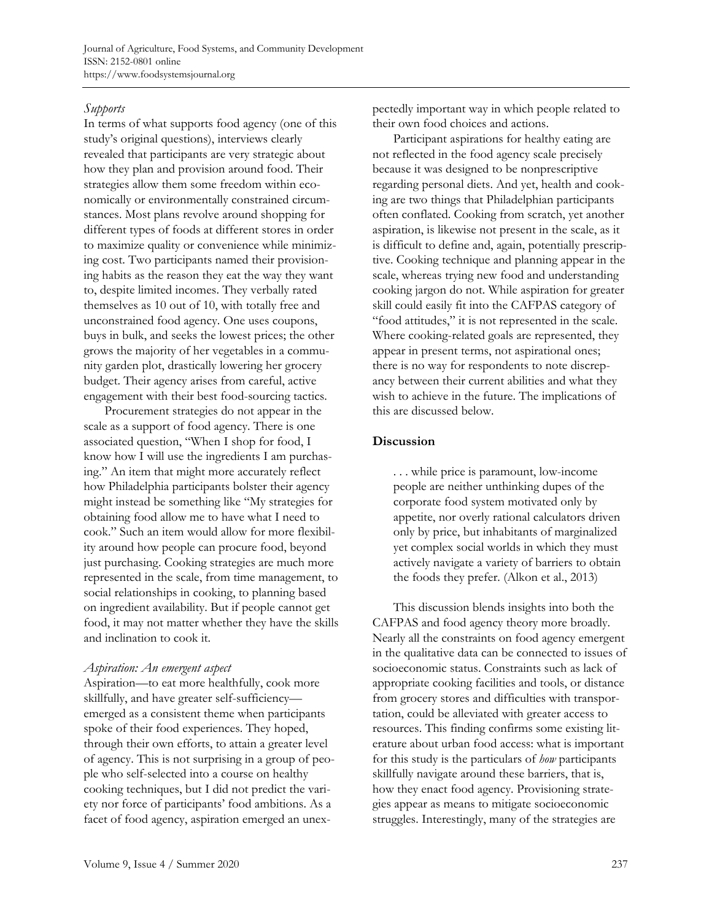*Supports*

In terms of what supports food agency (one of this study's original questions), interviews clearly revealed that participants are very strategic about how they plan and provision around food. Their strategies allow them some freedom within economically or environmentally constrained circumstances. Most plans revolve around shopping for different types of foods at different stores in order to maximize quality or convenience while minimizing cost. Two participants named their provisioning habits as the reason they eat the way they want to, despite limited incomes. They verbally rated themselves as 10 out of 10, with totally free and unconstrained food agency. One uses coupons, buys in bulk, and seeks the lowest prices; the other grows the majority of her vegetables in a community garden plot, drastically lowering her grocery budget. Their agency arises from careful, active engagement with their best food-sourcing tactics.

Procurement strategies do not appear in the scale as a support of food agency. There is one associated question, "When I shop for food, I know how I will use the ingredients I am purchasing." An item that might more accurately reflect how Philadelphia participants bolster their agency might instead be something like "My strategies for obtaining food allow me to have what I need to cook." Such an item would allow for more flexibility around how people can procure food, beyond just purchasing. Cooking strategies are much more represented in the scale, from time management, to social relationships in cooking, to planning based on ingredient availability. But if people cannot get food, it may not matter whether they have the skills and inclination to cook it.

*Aspiration: An emergent aspect*

Aspiration—to eat more healthfully, cook more skillfully, and have greater self-sufficiency—emerged as a consistent theme when participants spoke of their food experiences. They hoped, through their own efforts, to attain a greater level of agency. This is not surprising in a group of people who self-selected into a course on healthy cooking techniques, but I did not predict the variety nor force of participants' food ambitions. As a facet of food agency, aspiration emerged an unexpectedly important way in which people related to their own food choices and actions.

Participant aspirations for healthy eating are not reflected in the food agency scale precisely because it was designed to be nonprescriptive regarding personal diets. And yet, health and cooking are two things that Philadelphian participants often conflated. Cooking from scratch, yet another aspiration, is likewise not present in the scale, as it is difficult to define and, again, potentially prescriptive. Cooking technique and planning appear in the scale, whereas trying new food and understanding cooking jargon do not. While aspiration for greater skill could easily fit into the CAFPAS category of "food attitudes," it is not represented in the scale. Where cooking-related goals are represented, they appear in present terms, not aspirational ones; there is no way for respondents to note discrepancy between their current abilities and what they wish to achieve in the future. The implications of this are discussed below.

## Discussion

> . . . while price is paramount, low-income people are neither unthinking dupes of the corporate food system motivated only by appetite, nor overly rational calculators driven only by price, but inhabitants of marginalized yet complex social worlds in which they must actively navigate a variety of barriers to obtain the foods they prefer. (Alkon et al., 2013)

This discussion blends insights into both the CAFPAS and food agency theory more broadly. Nearly all the constraints on food agency emergent in the qualitative data can be connected to issues of socioeconomic status. Constraints such as lack of appropriate cooking facilities and tools, or distance from grocery stores and difficulties with transportation, could be alleviated with greater access to resources. This finding confirms some existing literature about urban food access: what is important for this study is the particulars of *how* participants skillfully navigate around these barriers, that is, how they enact food agency. Provisioning strategies appear as means to mitigate socioeconomic struggles. Interestingly, many of the strategies are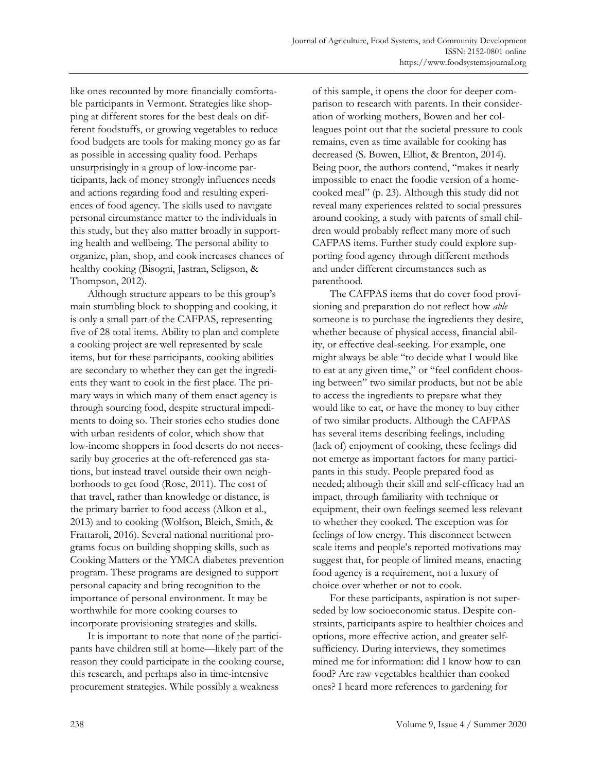like ones recounted by more financially comfortable participants in Vermont. Strategies like shopping at different stores for the best deals on different foodstuffs, or growing vegetables to reduce food budgets are tools for making money go as far as possible in accessing quality food. Perhaps unsurprisingly in a group of low-income participants, lack of money strongly influences needs and actions regarding food and resulting experiences of food agency. The skills used to navigate personal circumstance matter to the individuals in this study, but they also matter broadly in supporting health and wellbeing. The personal ability to organize, plan, shop, and cook increases chances of healthy cooking (Bisogni, Jastran, Seligson, & Thompson, 2012).

Although structure appears to be this group's main stumbling block to shopping and cooking, it is only a small part of the CAFPAS, representing five of 28 total items. Ability to plan and complete a cooking project are well represented by scale items, but for these participants, cooking abilities are secondary to whether they can get the ingredients they want to cook in the first place. The primary ways in which many of them enact agency is through sourcing food, despite structural impediments to doing so. Their stories echo studies done with urban residents of color, which show that low-income shoppers in food deserts do not necessarily buy groceries at the oft-referenced gas stations, but instead travel outside their own neighborhoods to get food (Rose, 2011). The cost of that travel, rather than knowledge or distance, is the primary barrier to food access (Alkon et al., 2013) and to cooking (Wolfson, Bleich, Smith, & Frattaroli, 2016). Several national nutritional programs focus on building shopping skills, such as Cooking Matters or the YMCA diabetes prevention program. These programs are designed to support personal capacity and bring recognition to the importance of personal environment. It may be worthwhile for more cooking courses to incorporate provisioning strategies and skills.

It is important to note that none of the participants have children still at home—likely part of the reason they could participate in the cooking course, this research, and perhaps also in time-intensive procurement strategies. While possibly a weakness of this sample, it opens the door for deeper comparison to research with parents. In their consideration of working mothers, Bowen and her colleagues point out that the societal pressure to cook remains, even as time available for cooking has decreased (S. Bowen, Elliot, & Brenton, 2014). Being poor, the authors contend, "makes it nearly impossible to enact the foodie version of a home-cooked meal" (p. 23). Although this study did not reveal many experiences related to social pressures around cooking, a study with parents of small children would probably reflect many more of such CAFPAS items. Further study could explore supporting food agency through different methods and under different circumstances such as parenthood.

The CAFPAS items that do cover food provisioning and preparation do not reflect how *able* someone is to purchase the ingredients they desire, whether because of physical access, financial ability, or effective deal-seeking. For example, one might always be able "to decide what I would like to eat at any given time," or "feel confident choosing between" two similar products, but not be able to access the ingredients to prepare what they would like to eat, or have the money to buy either of two similar products. Although the CAFPAS has several items describing feelings, including (lack of) enjoyment of cooking, these feelings did not emerge as important factors for many participants in this study. People prepared food as needed; although their skill and self-efficacy had an impact, through familiarity with technique or equipment, their own feelings seemed less relevant to whether they cooked. The exception was for feelings of low energy. This disconnect between scale items and people's reported motivations may suggest that, for people of limited means, enacting food agency is a requirement, not a luxury of choice over whether or not to cook.

For these participants, aspiration is not superseded by low socioeconomic status. Despite constraints, participants aspire to healthier choices and options, more effective action, and greater self-sufficiency. During interviews, they sometimes mined me for information: did I know how to can food? Are raw vegetables healthier than cooked ones? I heard more references to gardening for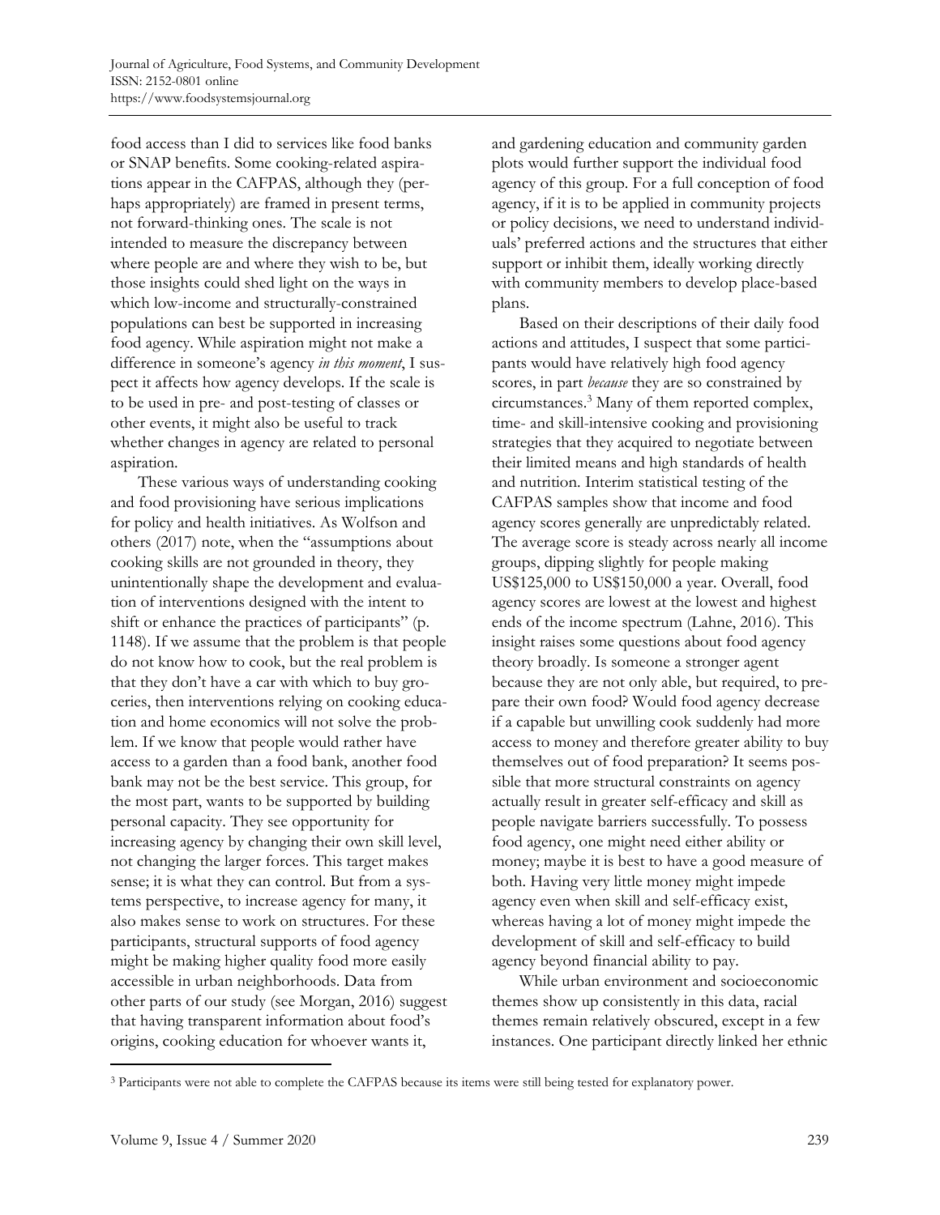food access than I did to services like food banks or SNAP benefits. Some cooking-related aspirations appear in the CAFPAS, although they (perhaps appropriately) are framed in present terms, not forward-thinking ones. The scale is not intended to measure the discrepancy between where people are and where they wish to be, but those insights could shed light on the ways in which low-income and structurally-constrained populations can best be supported in increasing food agency. While aspiration might not make a difference in someone's agency *in this moment*, I suspect it affects how agency develops. If the scale is to be used in pre- and post-testing of classes or other events, it might also be useful to track whether changes in agency are related to personal aspiration.

These various ways of understanding cooking and food provisioning have serious implications for policy and health initiatives. As Wolfson and others (2017) note, when the "assumptions about cooking skills are not grounded in theory, they unintentionally shape the development and evaluation of interventions designed with the intent to shift or enhance the practices of participants" (p. 1148). If we assume that the problem is that people do not know how to cook, but the real problem is that they don't have a car with which to buy groceries, then interventions relying on cooking education and home economics will not solve the problem. If we know that people would rather have access to a garden than a food bank, another food bank may not be the best service. This group, for the most part, wants to be supported by building personal capacity. They see opportunity for increasing agency by changing their own skill level, not changing the larger forces. This target makes sense; it is what they can control. But from a systems perspective, to increase agency for many, it also makes sense to work on structures. For these participants, structural supports of food agency might be making higher quality food more easily accessible in urban neighborhoods. Data from other parts of our study (see Morgan, 2016) suggest that having transparent information about food's origins, cooking education for whoever wants it, and gardening education and community garden plots would further support the individual food agency of this group. For a full conception of food agency, if it is to be applied in community projects or policy decisions, we need to understand individuals' preferred actions and the structures that either support or inhibit them, ideally working directly with community members to develop place-based plans.

Based on their descriptions of their daily food actions and attitudes, I suspect that some participants would have relatively high food agency scores, in part *because* they are so constrained by circumstances.[3] Many of them reported complex, time- and skill-intensive cooking and provisioning strategies that they acquired to negotiate between their limited means and high standards of health and nutrition. Interim statistical testing of the CAFPAS samples show that income and food agency scores generally are unpredictably related. The average score is steady across nearly all income groups, dipping slightly for people making US$125,000 to US$150,000 a year. Overall, food agency scores are lowest at the lowest and highest ends of the income spectrum (Lahne, 2016). This insight raises some questions about food agency theory broadly. Is someone a stronger agent because they are not only able, but required, to prepare their own food? Would food agency decrease if a capable but unwilling cook suddenly had more access to money and therefore greater ability to buy themselves out of food preparation? It seems possible that more structural constraints on agency actually result in greater self-efficacy and skill as people navigate barriers successfully. To possess food agency, one might need either ability or money; maybe it is best to have a good measure of both. Having very little money might impede agency even when skill and self-efficacy exist, whereas having a lot of money might impede the development of skill and self-efficacy to build agency beyond financial ability to pay.

While urban environment and socioeconomic themes show up consistently in this data, racial themes remain relatively obscured, except in a few instances. One participant directly linked her ethnic

[3] Participants were not able to complete the CAFPAS because its items were still being tested for explanatory power.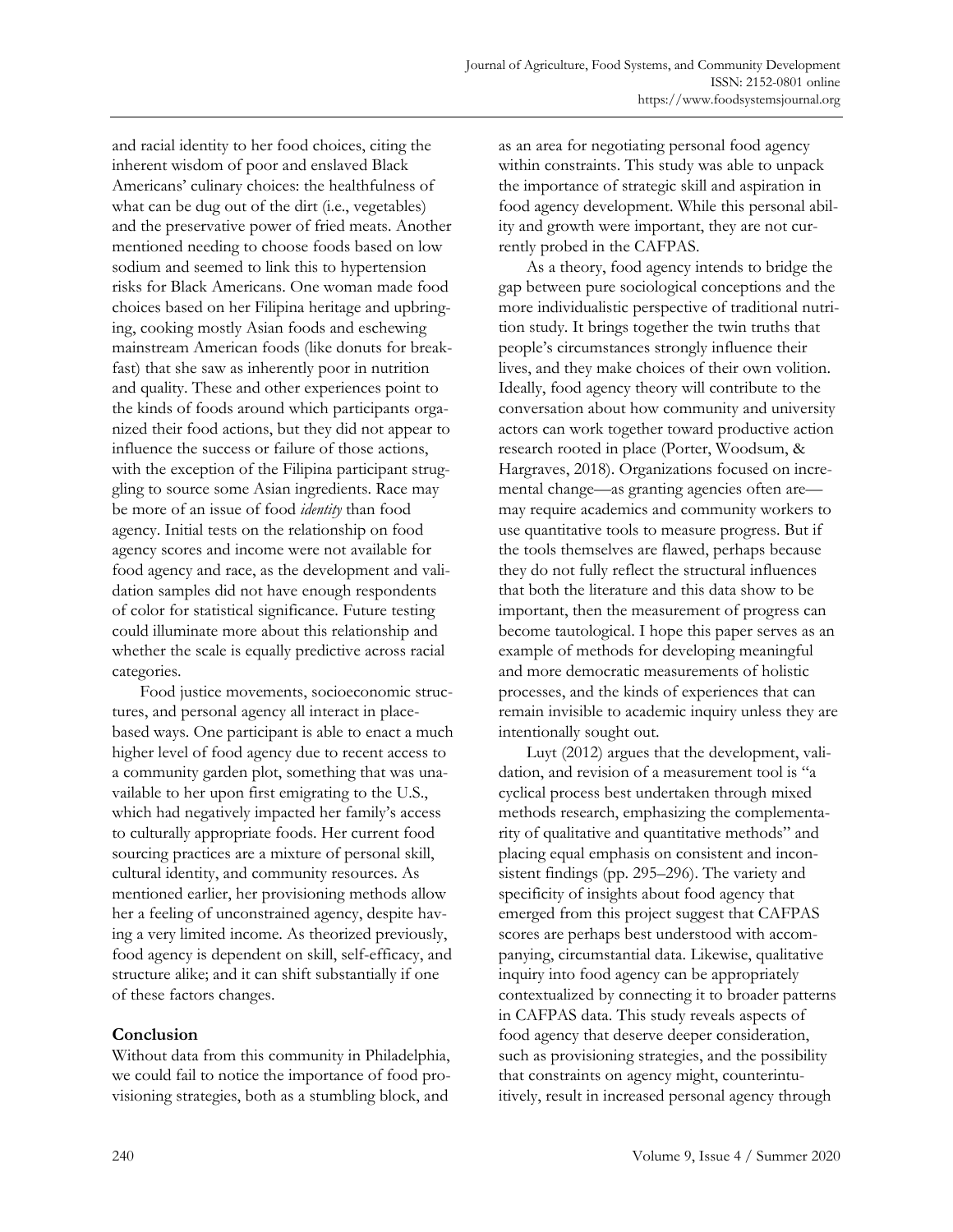and racial identity to her food choices, citing the inherent wisdom of poor and enslaved Black Americans' culinary choices: the healthfulness of what can be dug out of the dirt (i.e., vegetables) and the preservative power of fried meats. Another mentioned needing to choose foods based on low sodium and seemed to link this to hypertension risks for Black Americans. One woman made food choices based on her Filipina heritage and upbringing, cooking mostly Asian foods and eschewing mainstream American foods (like donuts for breakfast) that she saw as inherently poor in nutrition and quality. These and other experiences point to the kinds of foods around which participants organized their food actions, but they did not appear to influence the success or failure of those actions, with the exception of the Filipina participant struggling to source some Asian ingredients. Race may be more of an issue of food *identity* than food agency. Initial tests on the relationship on food agency scores and income were not available for food agency and race, as the development and validation samples did not have enough respondents of color for statistical significance. Future testing could illuminate more about this relationship and whether the scale is equally predictive across racial categories.

Food justice movements, socioeconomic structures, and personal agency all interact in place-based ways. One participant is able to enact a much higher level of food agency due to recent access to a community garden plot, something that was unavailable to her upon first emigrating to the U.S., which had negatively impacted her family's access to culturally appropriate foods. Her current food sourcing practices are a mixture of personal skill, cultural identity, and community resources. As mentioned earlier, her provisioning methods allow her a feeling of unconstrained agency, despite having a very limited income. As theorized previously, food agency is dependent on skill, self-efficacy, and structure alike; and it can shift substantially if one of these factors changes.

## Conclusion

Without data from this community in Philadelphia, we could fail to notice the importance of food provisioning strategies, both as a stumbling block, and as an area for negotiating personal food agency within constraints. This study was able to unpack the importance of strategic skill and aspiration in food agency development. While this personal ability and growth were important, they are not currently probed in the CAFPAS.

As a theory, food agency intends to bridge the gap between pure sociological conceptions and the more individualistic perspective of traditional nutrition study. It brings together the twin truths that people's circumstances strongly influence their lives, and they make choices of their own volition. Ideally, food agency theory will contribute to the conversation about how community and university actors can work together toward productive action research rooted in place (Porter, Woodsum, & Hargraves, 2018). Organizations focused on incremental change—as granting agencies often are—may require academics and community workers to use quantitative tools to measure progress. But if the tools themselves are flawed, perhaps because they do not fully reflect the structural influences that both the literature and this data show to be important, then the measurement of progress can become tautological. I hope this paper serves as an example of methods for developing meaningful and more democratic measurements of holistic processes, and the kinds of experiences that can remain invisible to academic inquiry unless they are intentionally sought out.

Luyt (2012) argues that the development, validation, and revision of a measurement tool is "a cyclical process best undertaken through mixed methods research, emphasizing the complementarity of qualitative and quantitative methods" and placing equal emphasis on consistent and inconsistent findings (pp. 295–296). The variety and specificity of insights about food agency that emerged from this project suggest that CAFPAS scores are perhaps best understood with accompanying, circumstantial data. Likewise, qualitative inquiry into food agency can be appropriately contextualized by connecting it to broader patterns in CAFPAS data. This study reveals aspects of food agency that deserve deeper consideration, such as provisioning strategies, and the possibility that constraints on agency might, counterintuitively, result in increased personal agency through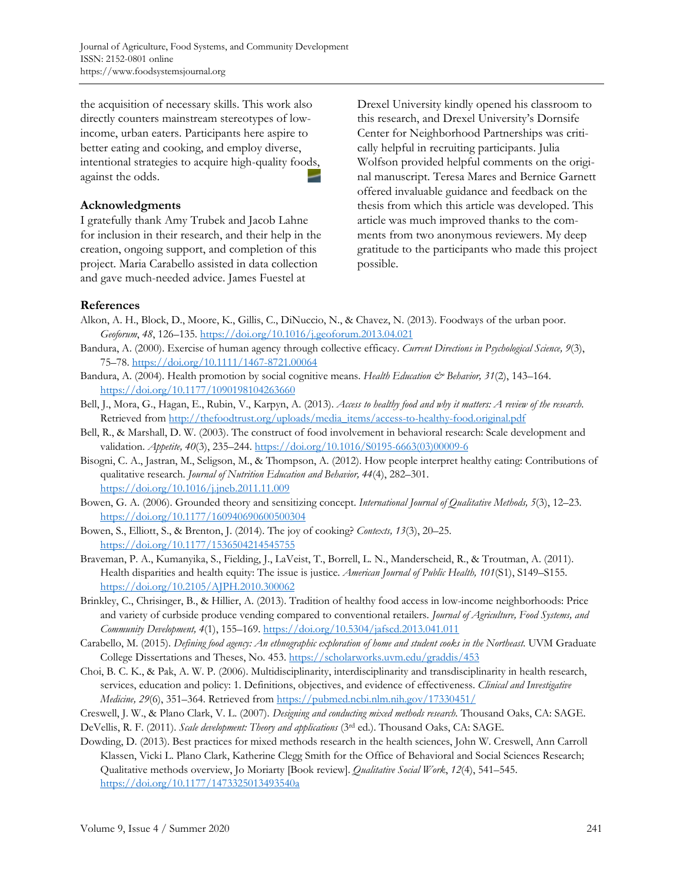the acquisition of necessary skills. This work also directly counters mainstream stereotypes of low-income, urban eaters. Participants here aspire to better eating and cooking, and employ diverse, intentional strategies to acquire high-quality foods, against the odds.

## Acknowledgments

I gratefully thank Amy Trubek and Jacob Lahne for inclusion in their research, and their help in the creation, ongoing support, and completion of this project. Maria Carabello assisted in data collection and gave much-needed advice. James Fuestel at Drexel University kindly opened his classroom to this research, and Drexel University's Dornsife Center for Neighborhood Partnerships was critically helpful in recruiting participants. Julia Wolfson provided helpful comments on the original manuscript. Teresa Mares and Bernice Garnett offered invaluable guidance and feedback on the thesis from which this article was developed. This article was much improved thanks to the comments from two anonymous reviewers. My deep gratitude to the participants who made this project possible.

## References

Alkon, A. H., Block, D., Moore, K., Gillis, C., DiNuccio, N., & Chavez, N. (2013). Foodways of the urban poor. *Geoforum*, *48*, 126–135. https://doi.org/10.1016/j.geoforum.2013.04.021

Bandura, A. (2000). Exercise of human agency through collective efficacy. *Current Directions in Psychological Science, 9*(3), 75–78. https://doi.org/10.1111/1467-8721.00064

Bandura, A. (2004). Health promotion by social cognitive means. *Health Education & Behavior, 31*(2), 143–164. https://doi.org/10.1177/1090198104263660

Bell, J., Mora, G., Hagan, E., Rubin, V., Karpyn, A. (2013). *Access to healthy food and why it matters: A review of the research.* Retrieved from http://thefoodtrust.org/uploads/media_items/access-to-healthy-food.original.pdf

Bell, R., & Marshall, D. W. (2003). The construct of food involvement in behavioral research: Scale development and validation. *Appetite, 40*(3), 235–244. https://doi.org/10.1016/S0195-6663(03)00009-6

Bisogni, C. A., Jastran, M., Seligson, M., & Thompson, A. (2012). How people interpret healthy eating: Contributions of qualitative research. *Journal of Nutrition Education and Behavior, 44*(4), 282–301. https://doi.org/10.1016/j.jneb.2011.11.009

Bowen, G. A. (2006). Grounded theory and sensitizing concept. *International Journal of Qualitative Methods, 5*(3), 12–23. https://doi.org/10.1177/160940690600500304

Bowen, S., Elliott, S., & Brenton, J. (2014). The joy of cooking? *Contexts, 13*(3), 20–25. https://doi.org/10.1177/1536504214545755

Braveman, P. A., Kumanyika, S., Fielding, J., LaVeist, T., Borrell, L. N., Manderscheid, R., & Troutman, A. (2011). Health disparities and health equity: The issue is justice. *American Journal of Public Health, 101*(S1), S149–S155. https://doi.org/10.2105/AJPH.2010.300062

Brinkley, C., Chrisinger, B., & Hillier, A. (2013). Tradition of healthy food access in low-income neighborhoods: Price and variety of curbside produce vending compared to conventional retailers. *Journal of Agriculture, Food Systems, and Community Development, 4*(1), 155–169. https://doi.org/10.5304/jafscd.2013.041.011

Carabello, M. (2015). *Defining food agency: An ethnographic exploration of home and student cooks in the Northeast.* UVM Graduate College Dissertations and Theses, No. 453. https://scholarworks.uvm.edu/graddis/453

Choi, B. C. K., & Pak, A. W. P. (2006). Multidisciplinarity, interdisciplinarity and transdisciplinarity in health research, services, education and policy: 1. Definitions, objectives, and evidence of effectiveness. *Clinical and Investigative Medicine, 29*(6), 351–364. Retrieved from https://pubmed.ncbi.nlm.nih.gov/17330451/

Creswell, J. W., & Plano Clark, V. L. (2007). *Designing and conducting mixed methods research.* Thousand Oaks, CA: SAGE.

DeVellis, R. F. (2011). *Scale development: Theory and applications* (3rd ed.). Thousand Oaks, CA: SAGE.

Dowding, D. (2013). Best practices for mixed methods research in the health sciences, John W. Creswell, Ann Carroll Klassen, Vicki L. Plano Clark, Katherine Clegg Smith for the Office of Behavioral and Social Sciences Research; Qualitative methods overview, Jo Moriarty [Book review]. *Qualitative Social Work*, *12*(4), 541–545. https://doi.org/10.1177/1473325013493540a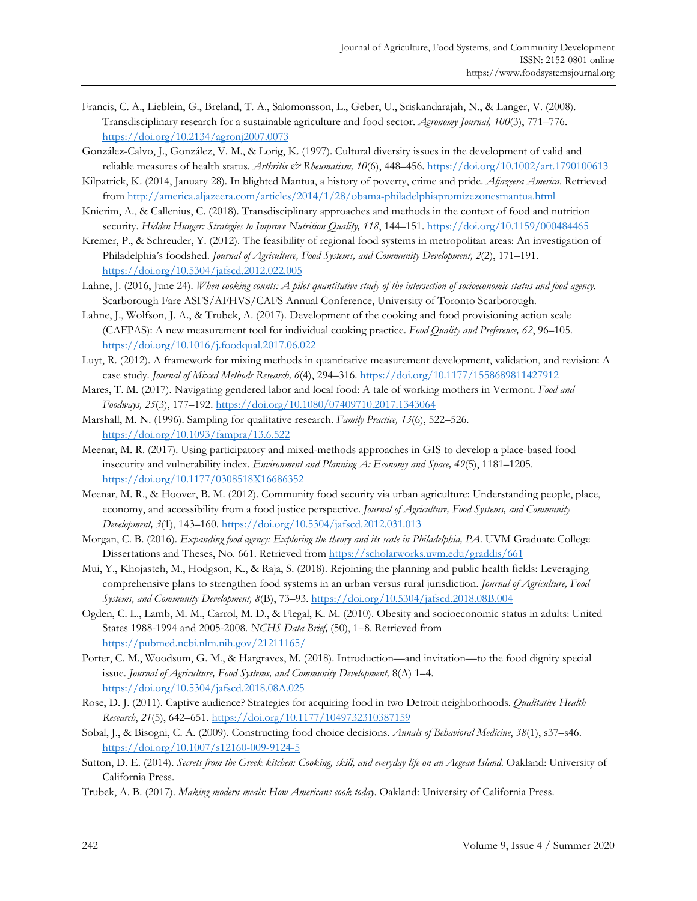Francis, C. A., Lieblein, G., Breland, T. A., Salomonsson, L., Geber, U., Sriskandarajah, N., & Langer, V. (2008). Transdisciplinary research for a sustainable agriculture and food sector. *Agronomy Journal, 100*(3), 771–776. https://doi.org/10.2134/agronj2007.0073

González-Calvo, J., González, V. M., & Lorig, K. (1997). Cultural diversity issues in the development of valid and reliable measures of health status. *Arthritis & Rheumatism, 10*(6), 448–456. https://doi.org/10.1002/art.1790100613

Kilpatrick, K. (2014, January 28). In blighted Mantua, a history of poverty, crime and pride. *Aljazeera America*. Retrieved from http://america.aljazeera.com/articles/2014/1/28/obama-philadelphiapromizezonesmantua.html

Knierim, A., & Callenius, C. (2018). Transdisciplinary approaches and methods in the context of food and nutrition security. *Hidden Hunger: Strategies to Improve Nutrition Quality, 118*, 144–151. https://doi.org/10.1159/000484465

Kremer, P., & Schreuder, Y. (2012). The feasibility of regional food systems in metropolitan areas: An investigation of Philadelphia's foodshed. *Journal of Agriculture, Food Systems, and Community Development, 2*(2), 171–191. https://doi.org/10.5304/jafscd.2012.022.005

Lahne, J. (2016, June 24). *When cooking counts: A pilot quantitative study of the intersection of socioeconomic status and food agency.* Scarborough Fare ASFS/AFHVS/CAFS Annual Conference, University of Toronto Scarborough.

Lahne, J., Wolfson, J. A., & Trubek, A. (2017). Development of the cooking and food provisioning action scale (CAFPAS): A new measurement tool for individual cooking practice. *Food Quality and Preference, 62*, 96–105. https://doi.org/10.1016/j.foodqual.2017.06.022

Luyt, R. (2012). A framework for mixing methods in quantitative measurement development, validation, and revision: A case study. *Journal of Mixed Methods Research, 6*(4), 294–316. https://doi.org/10.1177/1558689811427912

Mares, T. M. (2017). Navigating gendered labor and local food: A tale of working mothers in Vermont. *Food and Foodways, 25*(3), 177–192. https://doi.org/10.1080/07409710.2017.1343064

Marshall, M. N. (1996). Sampling for qualitative research. *Family Practice, 13*(6), 522–526. https://doi.org/10.1093/fampra/13.6.522

Meenar, M. R. (2017). Using participatory and mixed-methods approaches in GIS to develop a place-based food insecurity and vulnerability index. *Environment and Planning A: Economy and Space, 49*(5), 1181–1205. https://doi.org/10.1177/0308518X16686352

Meenar, M. R., & Hoover, B. M. (2012). Community food security via urban agriculture: Understanding people, place, economy, and accessibility from a food justice perspective. *Journal of Agriculture, Food Systems, and Community Development, 3*(1), 143–160. https://doi.org/10.5304/jafscd.2012.031.013

Morgan, C. B. (2016). *Expanding food agency: Exploring the theory and its scale in Philadelphia, PA.* UVM Graduate College Dissertations and Theses, No. 661. Retrieved from https://scholarworks.uvm.edu/graddis/661

Mui, Y., Khojasteh, M., Hodgson, K., & Raja, S. (2018). Rejoining the planning and public health fields: Leveraging comprehensive plans to strengthen food systems in an urban versus rural jurisdiction. *Journal of Agriculture, Food Systems, and Community Development, 8*(B), 73–93. https://doi.org/10.5304/jafscd.2018.08B.004

Ogden, C. L., Lamb, M. M., Carrol, M. D., & Flegal, K. M. (2010). Obesity and socioeconomic status in adults: United States 1988-1994 and 2005-2008. *NCHS Data Brief,* (50), 1–8. Retrieved from https://pubmed.ncbi.nlm.nih.gov/21211165/

Porter, C. M., Woodsum, G. M., & Hargraves, M. (2018). Introduction—and invitation—to the food dignity special issue. *Journal of Agriculture, Food Systems, and Community Development,* 8(A) 1–4. https://doi.org/10.5304/jafscd.2018.08A.025

Rose, D. J. (2011). Captive audience? Strategies for acquiring food in two Detroit neighborhoods. *Qualitative Health Research*, *21*(5), 642–651. https://doi.org/10.1177/1049732310387159

Sobal, J., & Bisogni, C. A. (2009). Constructing food choice decisions. *Annals of Behavioral Medicine*, *38*(1), s37–s46. https://doi.org/10.1007/s12160-009-9124-5

Sutton, D. E. (2014). *Secrets from the Greek kitchen: Cooking, skill, and everyday life on an Aegean Island.* Oakland: University of California Press.

Trubek, A. B. (2017). *Making modern meals: How Americans cook today.* Oakland: University of California Press.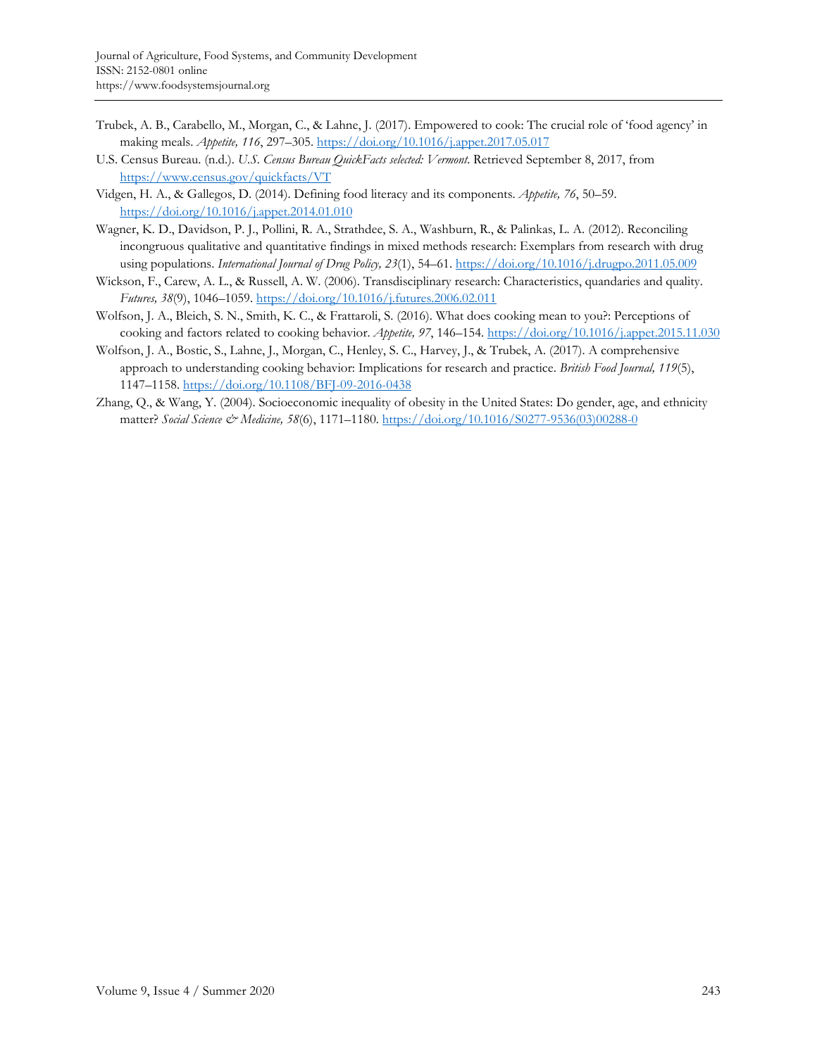Trubek, A. B., Carabello, M., Morgan, C., & Lahne, J. (2017). Empowered to cook: The crucial role of 'food agency' in making meals. *Appetite, 116*, 297–305. https://doi.org/10.1016/j.appet.2017.05.017

U.S. Census Bureau. (n.d.). *U.S. Census Bureau QuickFacts selected: Vermont*. Retrieved September 8, 2017, from https://www.census.gov/quickfacts/VT

Vidgen, H. A., & Gallegos, D. (2014). Defining food literacy and its components. *Appetite, 76*, 50–59. https://doi.org/10.1016/j.appet.2014.01.010

Wagner, K. D., Davidson, P. J., Pollini, R. A., Strathdee, S. A., Washburn, R., & Palinkas, L. A. (2012). Reconciling incongruous qualitative and quantitative findings in mixed methods research: Exemplars from research with drug using populations. *International Journal of Drug Policy, 23*(1), 54–61. https://doi.org/10.1016/j.drugpo.2011.05.009

Wickson, F., Carew, A. L., & Russell, A. W. (2006). Transdisciplinary research: Characteristics, quandaries and quality. *Futures, 38*(9), 1046–1059. https://doi.org/10.1016/j.futures.2006.02.011

Wolfson, J. A., Bleich, S. N., Smith, K. C., & Frattaroli, S. (2016). What does cooking mean to you?: Perceptions of cooking and factors related to cooking behavior. *Appetite, 97*, 146–154. https://doi.org/10.1016/j.appet.2015.11.030

Wolfson, J. A., Bostic, S., Lahne, J., Morgan, C., Henley, S. C., Harvey, J., & Trubek, A. (2017). A comprehensive approach to understanding cooking behavior: Implications for research and practice. *British Food Journal, 119*(5), 1147–1158. https://doi.org/10.1108/BFJ-09-2016-0438

Zhang, Q., & Wang, Y. (2004). Socioeconomic inequality of obesity in the United States: Do gender, age, and ethnicity matter? *Social Science & Medicine, 58*(6), 1171–1180. https://doi.org/10.1016/S0277-9536(03)00288-0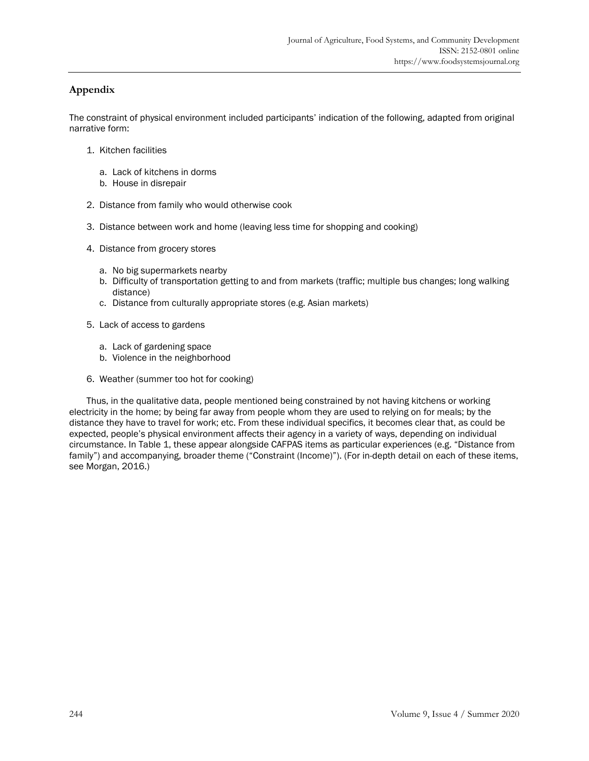## Appendix

The constraint of physical environment included participants' indication of the following, adapted from original narrative form:

1. Kitchen facilities
   a. Lack of kitchens in dorms
   b. House in disrepair
2. Distance from family who would otherwise cook
3. Distance between work and home (leaving less time for shopping and cooking)
4. Distance from grocery stores
   a. No big supermarkets nearby
   b. Difficulty of transportation getting to and from markets (traffic; multiple bus changes; long walking distance)
   c. Distance from culturally appropriate stores (e.g. Asian markets)
5. Lack of access to gardens
   a. Lack of gardening space
   b. Violence in the neighborhood
6. Weather (summer too hot for cooking)

Thus, in the qualitative data, people mentioned being constrained by not having kitchens or working electricity in the home; by being far away from people whom they are used to relying on for meals; by the distance they have to travel for work; etc. From these individual specifics, it becomes clear that, as could be expected, people's physical environment affects their agency in a variety of ways, depending on individual circumstance. In Table 1, these appear alongside CAFPAS items as particular experiences (e.g. "Distance from family") and accompanying, broader theme ("Constraint (Income)"). (For in-depth detail on each of these items, see Morgan, 2016.)